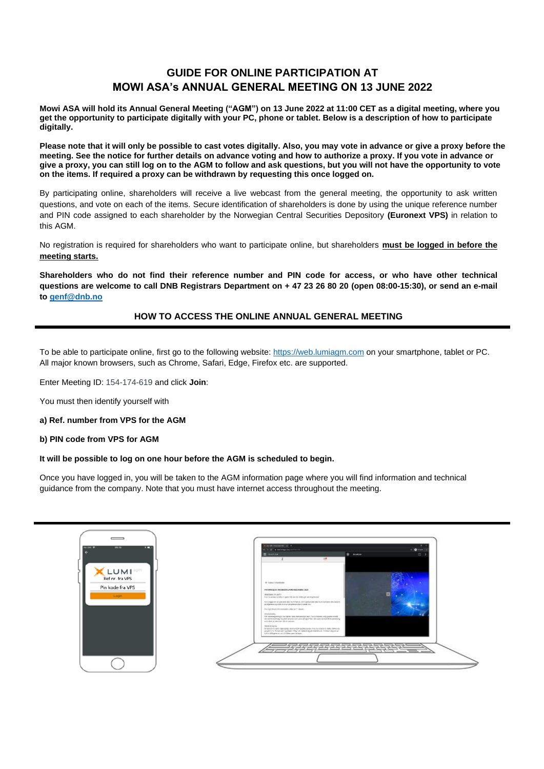# GUIDE FOR ONLINE PARTICIPATION AT MOWI ASA's ANNUAL GENERAL MEETING ON 13 JUNE 2022

**Mowi ASA will hold its Annual General Meeting ("AGM") on 13 June 2022 at 11:00 CET as a digital meeting, where you get the opportunity to participate digitally with your PC, phone or tablet. Below is a description of how to participate digitally.**

**Please note that it will only be possible to cast votes digitally. Also, you may vote in advance or give a proxy before the meeting. See the notice for further details on advance voting and how to authorize a proxy. If you vote in advance or give a proxy, you can still log on to the AGM to follow and ask questions, but you will not have the opportunity to vote on the items. If required a proxy can be withdrawn by requesting this once logged on.**

By participating online, shareholders will receive a live webcast from the general meeting, the opportunity to ask written questions, and vote on each of the items. Secure identification of shareholders is done by using the unique reference number and PIN code assigned to each shareholder by the Norwegian Central Securities Depository **(Euronext VPS)** in relation to this AGM.

No registration is required for shareholders who want to participate online, but shareholders **must be logged in before the meeting starts.**

**Shareholders who do not find their reference number and PIN code for access, or who have other technical questions are welcome to call DNB Registrars Department on + 47 23 26 80 20 (open 08:00-15:30), or send an e-mail to genf@dnb.no**

## HOW TO ACCESS THE ONLINE ANNUAL GENERAL MEETING

To be able to participate online, first go to the following website: https://web.lumiagm.com on your smartphone, tablet or PC. All major known browsers, such as Chrome, Safari, Edge, Firefox etc. are supported.

Enter Meeting ID: 154-174-619 and click **Join**:

You must then identify yourself with

**a) Ref. number from VPS for the AGM**

**b) PIN code from VPS for AGM**

**It will be possible to log on one hour before the AGM is scheduled to begin.**

Once you have logged in, you will be taken to the AGM information page where you will find information and technical guidance from the company. Note that you must have internet access throughout the meeting.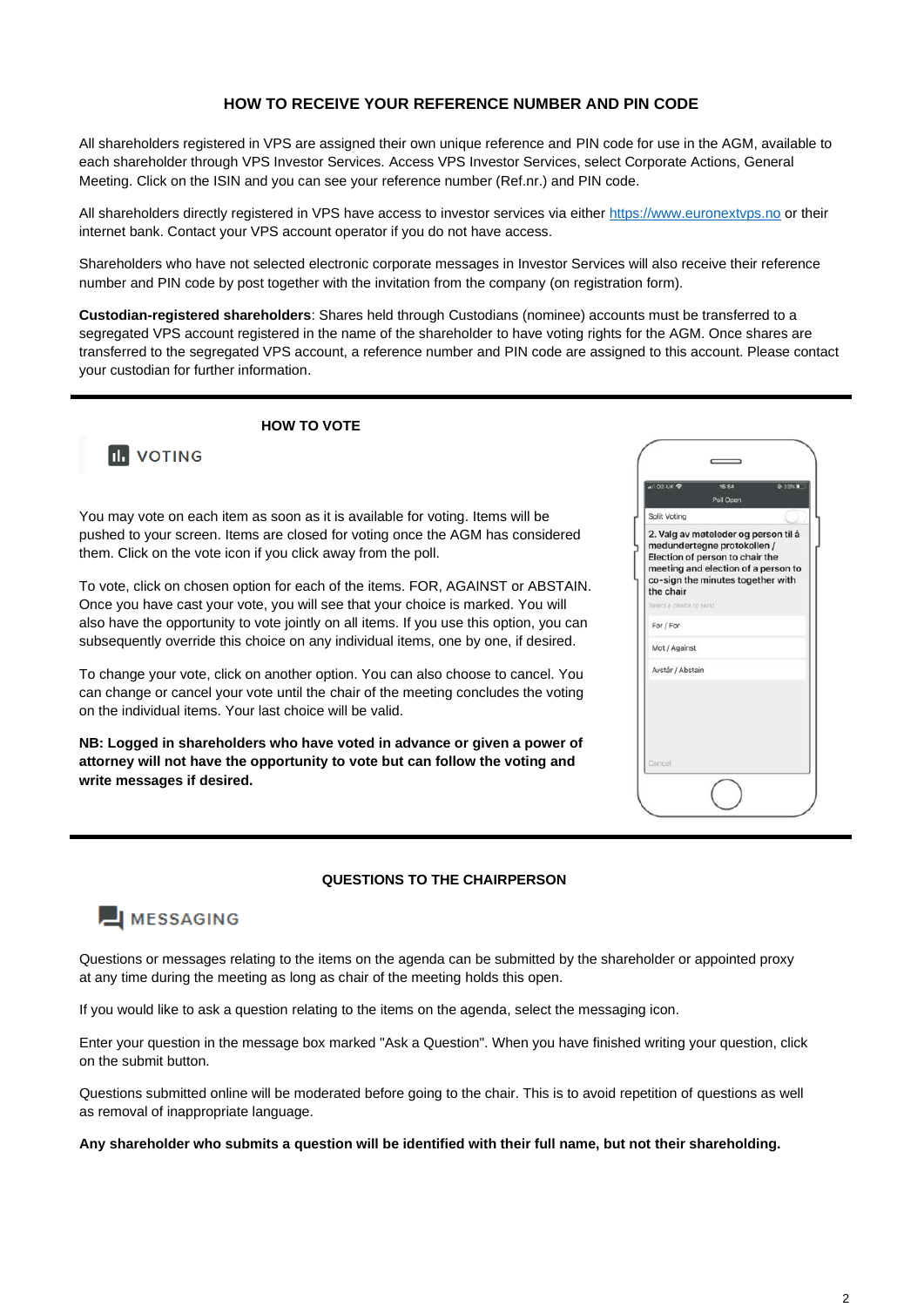## HOW TO RECEIVE YOUR REFERENCE NUMBER AND PIN CODE

All shareholders registered in VPS are assigned their own unique reference and PIN code for use in the AGM, available to each shareholder through VPS Investor Services. Access VPS Investor Services, select Corporate Actions, General Meeting. Click on the ISIN and you can see your reference number (Ref.nr.) and PIN code.

All shareholders directly registered in VPS have access to investor services via either https://www.euronextvps.no or their internet bank. Contact your VPS account operator if you do not have access.

Shareholders who have not selected electronic corporate messages in Investor Services will also receive their reference number and PIN code by post together with the invitation from the company (on registration form).

**Custodian-registered shareholders**: Shares held through Custodians (nominee) accounts must be transferred to a segregated VPS account registered in the name of the shareholder to have voting rights for the AGM. Once shares are transferred to the segregated VPS account, a reference number and PIN code are assigned to this account. Please contact your custodian for further information.

## HOW TO VOTE

VOTING

You may vote on each item as soon as it is available for voting. Items will be pushed to your screen. Items are closed for voting once the AGM has considered them. Click on the vote icon if you click away from the poll.

To vote, click on chosen option for each of the items. FOR, AGAINST or ABSTAIN. Once you have cast your vote, you will see that your choice is marked. You will also have the opportunity to vote jointly on all items. If you use this option, you can subsequently override this choice on any individual items, one by one, if desired.

To change your vote, click on another option. You can also choose to cancel. You can change or cancel your vote until the chair of the meeting concludes the voting on the individual items. Your last choice will be valid.

**NB: Logged in shareholders who have voted in advance or given a power of attorney will not have the opportunity to vote but can follow the voting and write messages if desired.**

Poll Open

Split Voting

2. Valg av møteleder og person til å medundertegne protokollen / Election of person to chair the meeting and election of a person to co-sign the minutes together with the chair

Select a choice to send

For / For

Mot / Against

Avstår / Abstain

Cancel

## QUESTIONS TO THE CHAIRPERSON

MESSAGING

Questions or messages relating to the items on the agenda can be submitted by the shareholder or appointed proxy at any time during the meeting as long as chair of the meeting holds this open.

If you would like to ask a question relating to the items on the agenda, select the messaging icon.

Enter your question in the message box marked "Ask a Question". When you have finished writing your question, click on the submit button.

Questions submitted online will be moderated before going to the chair. This is to avoid repetition of questions as well as removal of inappropriate language.

**Any shareholder who submits a question will be identified with their full name, but not their shareholding.**